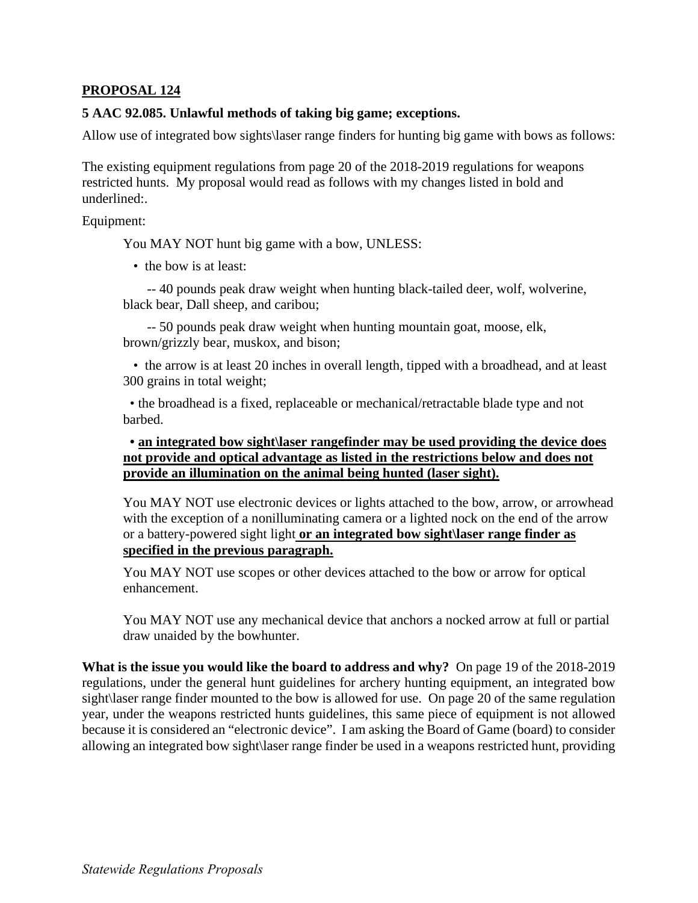**PROPOSAL 124**

**5 AAC 92.085. Unlawful methods of taking big game; exceptions.**

Allow use of integrated bow sights\laser range finders for hunting big game with bows as follows:

The existing equipment regulations from page 20 of the 2018-2019 regulations for weapons restricted hunts. My proposal would read as follows with my changes listed in bold and underlined:.

Equipment:

You MAY NOT hunt big game with a bow, UNLESS:

- the bow is at least:

  -- 40 pounds peak draw weight when hunting black-tailed deer, wolf, wolverine, black bear, Dall sheep, and caribou;

  -- 50 pounds peak draw weight when hunting mountain goat, moose, elk, brown/grizzly bear, muskox, and bison;

- the arrow is at least 20 inches in overall length, tipped with a broadhead, and at least 300 grains in total weight;

- the broadhead is a fixed, replaceable or mechanical/retractable blade type and not barbed.

- **<u>an integrated bow sight\laser rangefinder may be used providing the device does not provide and optical advantage as listed in the restrictions below and does not provide an illumination on the animal being hunted (laser sight).</u>**

You MAY NOT use electronic devices or lights attached to the bow, arrow, or arrowhead with the exception of a nonilluminating camera or a lighted nock on the end of the arrow or a battery-powered sight light **<u>or an integrated bow sight\laser range finder as specified in the previous paragraph.</u>**

You MAY NOT use scopes or other devices attached to the bow or arrow for optical enhancement.

You MAY NOT use any mechanical device that anchors a nocked arrow at full or partial draw unaided by the bowhunter.

**What is the issue you would like the board to address and why?** On page 19 of the 2018-2019 regulations, under the general hunt guidelines for archery hunting equipment, an integrated bow sight\laser range finder mounted to the bow is allowed for use. On page 20 of the same regulation year, under the weapons restricted hunts guidelines, this same piece of equipment is not allowed because it is considered an "electronic device". I am asking the Board of Game (board) to consider allowing an integrated bow sight\laser range finder be used in a weapons restricted hunt, providing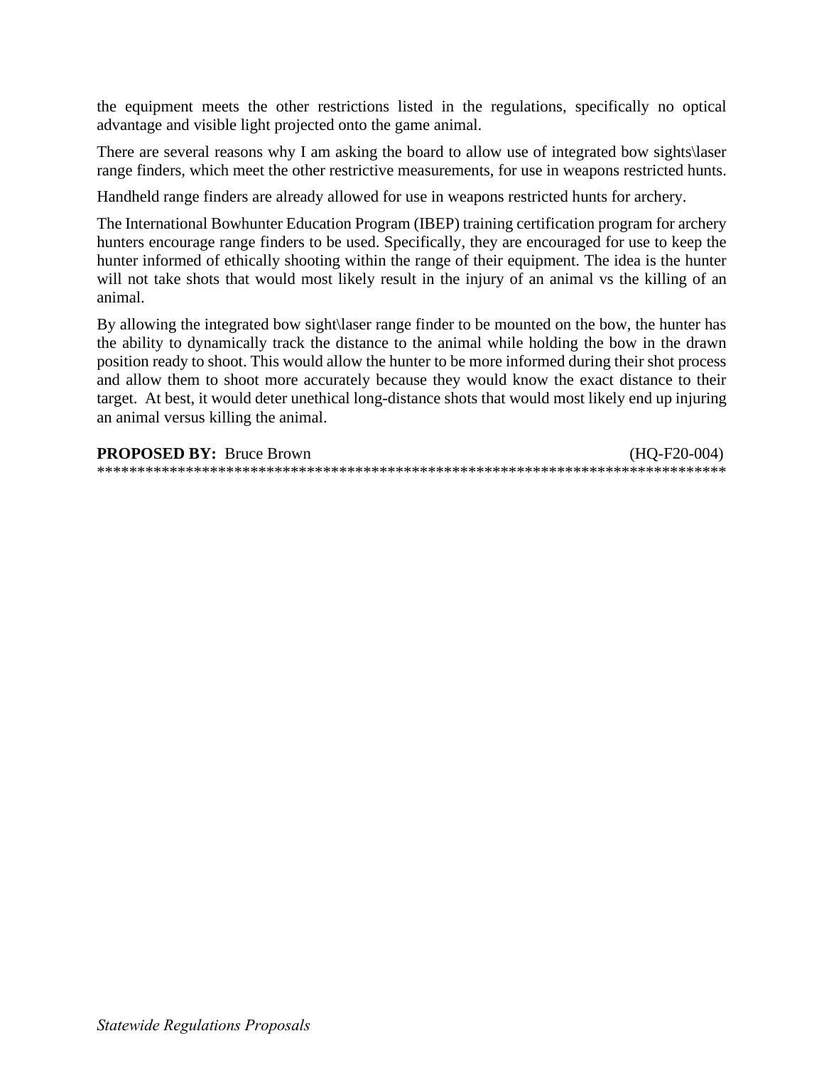the equipment meets the other restrictions listed in the regulations, specifically no optical advantage and visible light projected onto the game animal.

There are several reasons why I am asking the board to allow use of integrated bow sights\laser range finders, which meet the other restrictive measurements, for use in weapons restricted hunts.

Handheld range finders are already allowed for use in weapons restricted hunts for archery.

The International Bowhunter Education Program (IBEP) training certification program for archery hunters encourage range finders to be used. Specifically, they are encouraged for use to keep the hunter informed of ethically shooting within the range of their equipment. The idea is the hunter will not take shots that would most likely result in the injury of an animal vs the killing of an animal.

By allowing the integrated bow sight\laser range finder to be mounted on the bow, the hunter has the ability to dynamically track the distance to the animal while holding the bow in the drawn position ready to shoot. This would allow the hunter to be more informed during their shot process and allow them to shoot more accurately because they would know the exact distance to their target. At best, it would deter unethical long-distance shots that would most likely end up injuring an animal versus killing the animal.

**PROPOSED BY:** Bruce Brown (HQ-F20-004)

********************************************************************************